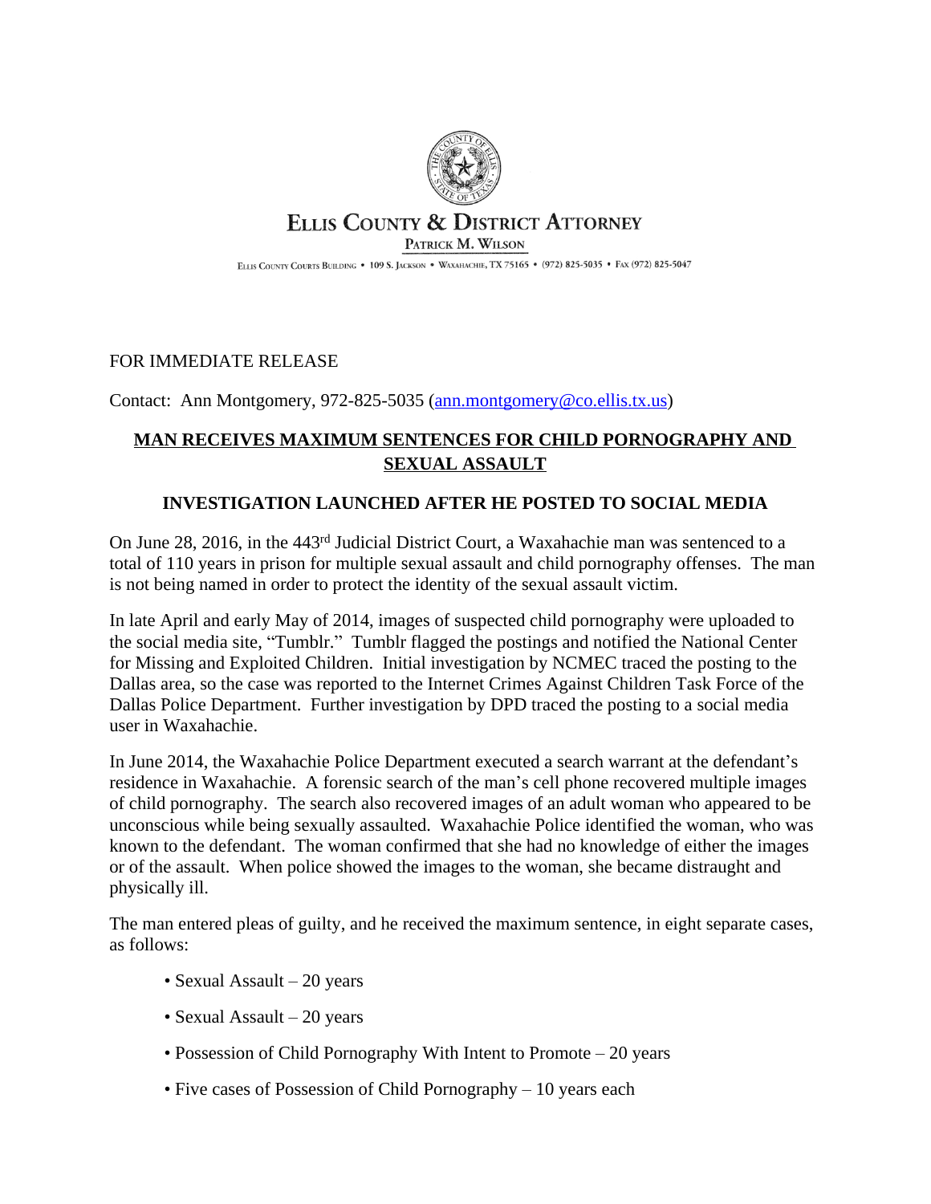# ELLIS COUNTY & DISTRICT ATTORNEY

PATRICK M. WILSON

ELLIS COUNTY COURTS BUILDING • 109 S. JACKSON • WAXAHACHIE, TX 75165 • (972) 825-5035 • FAX (972) 825-5047

FOR IMMEDIATE RELEASE

Contact: Ann Montgomery, 972-825-5035 (ann.montgomery@co.ellis.tx.us)

## MAN RECEIVES MAXIMUM SENTENCES FOR CHILD PORNOGRAPHY AND SEXUAL ASSAULT

### INVESTIGATION LAUNCHED AFTER HE POSTED TO SOCIAL MEDIA

On June 28, 2016, in the 443rd Judicial District Court, a Waxahachie man was sentenced to a total of 110 years in prison for multiple sexual assault and child pornography offenses. The man is not being named in order to protect the identity of the sexual assault victim.

In late April and early May of 2014, images of suspected child pornography were uploaded to the social media site, "Tumblr." Tumblr flagged the postings and notified the National Center for Missing and Exploited Children. Initial investigation by NCMEC traced the posting to the Dallas area, so the case was reported to the Internet Crimes Against Children Task Force of the Dallas Police Department. Further investigation by DPD traced the posting to a social media user in Waxahachie.

In June 2014, the Waxahachie Police Department executed a search warrant at the defendant's residence in Waxahachie. A forensic search of the man's cell phone recovered multiple images of child pornography. The search also recovered images of an adult woman who appeared to be unconscious while being sexually assaulted. Waxahachie Police identified the woman, who was known to the defendant. The woman confirmed that she had no knowledge of either the images or of the assault. When police showed the images to the woman, she became distraught and physically ill.

The man entered pleas of guilty, and he received the maximum sentence, in eight separate cases, as follows:

- Sexual Assault – 20 years
- Sexual Assault – 20 years
- Possession of Child Pornography With Intent to Promote – 20 years
- Five cases of Possession of Child Pornography – 10 years each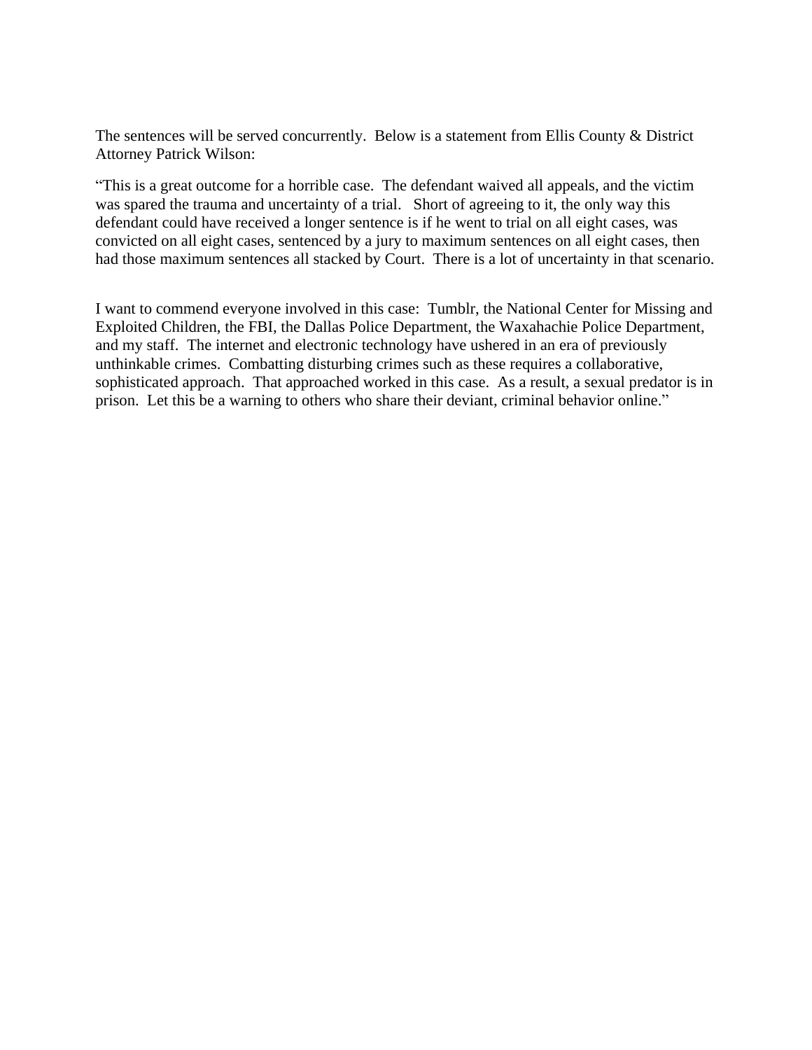The sentences will be served concurrently. Below is a statement from Ellis County & District Attorney Patrick Wilson:

"This is a great outcome for a horrible case. The defendant waived all appeals, and the victim was spared the trauma and uncertainty of a trial. Short of agreeing to it, the only way this defendant could have received a longer sentence is if he went to trial on all eight cases, was convicted on all eight cases, sentenced by a jury to maximum sentences on all eight cases, then had those maximum sentences all stacked by Court. There is a lot of uncertainty in that scenario.

I want to commend everyone involved in this case: Tumblr, the National Center for Missing and Exploited Children, the FBI, the Dallas Police Department, the Waxahachie Police Department, and my staff. The internet and electronic technology have ushered in an era of previously unthinkable crimes. Combatting disturbing crimes such as these requires a collaborative, sophisticated approach. That approached worked in this case. As a result, a sexual predator is in prison. Let this be a warning to others who share their deviant, criminal behavior online."